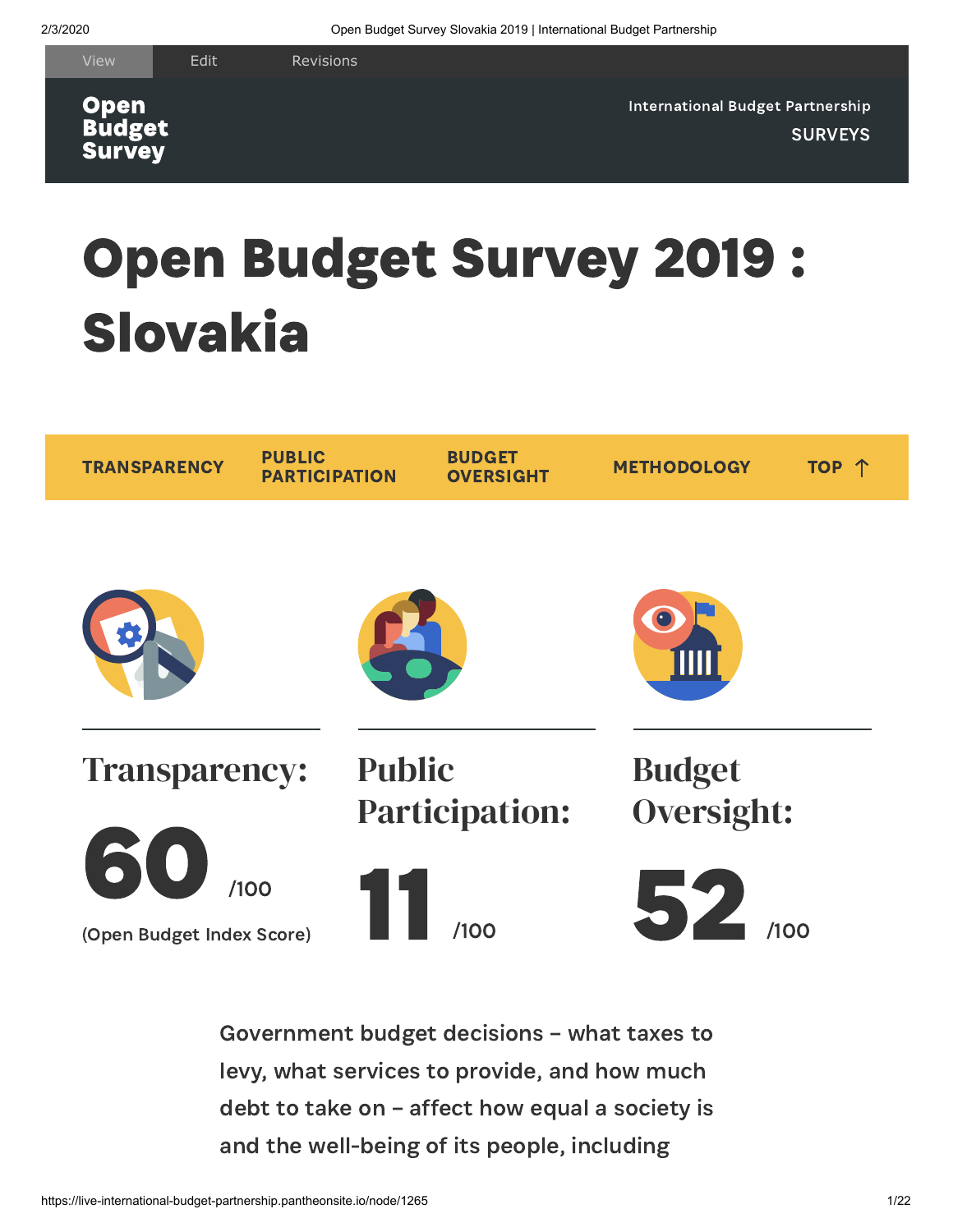View Edit Revisions

**Open Budget Survey**

International Budget Partnership

SURVEYS

# Open Budget Survey 2019 : Slovakia

TRANSPARENCY | PUBLIC PARTICIPATION | BUDGET OVERSIGHT | METHODOLOGY | TOP ↑

## Transparency:

**60** /100

(Open Budget Index Score)

## Public Participation:

**11** /100

## Budget Oversight:

**52** /100

Government budget decisions – what taxes to levy, what services to provide, and how much debt to take on – affect how equal a society is and the well-being of its people, including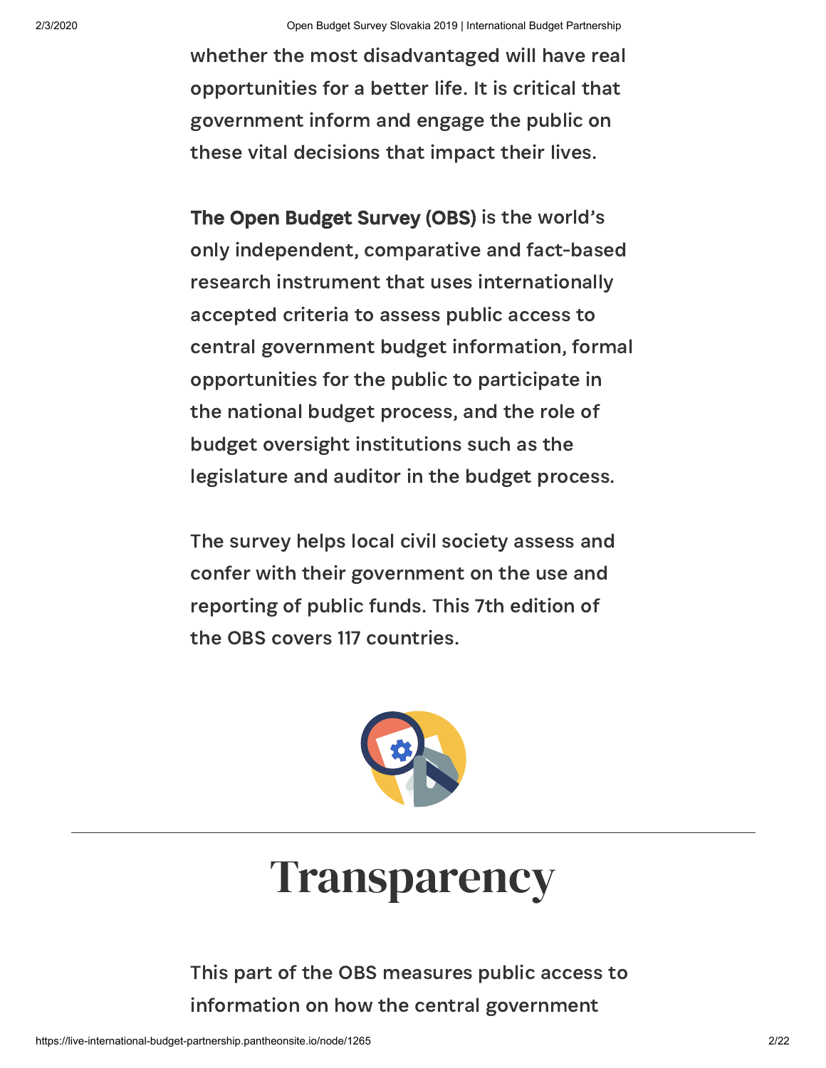whether the most disadvantaged will have real opportunities for a better life. It is critical that government inform and engage the public on these vital decisions that impact their lives.

**The Open Budget Survey (OBS)** is the world's only independent, comparative and fact-based research instrument that uses internationally accepted criteria to assess public access to central government budget information, formal opportunities for the public to participate in the national budget process, and the role of budget oversight institutions such as the legislature and auditor in the budget process.

The survey helps local civil society assess and confer with their government on the use and reporting of public funds. This 7th edition of the OBS covers 117 countries.

# Transparency

This part of the OBS measures public access to information on how the central government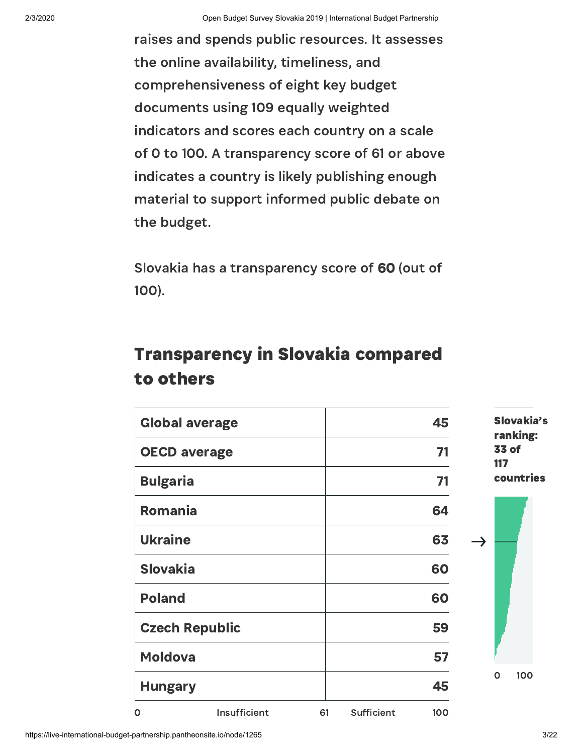raises and spends public resources. It assesses the online availability, timeliness, and comprehensiveness of eight key budget documents using 109 equally weighted indicators and scores each country on a scale of 0 to 100. A transparency score of 61 or above indicates a country is likely publishing enough material to support informed public debate on the budget.

Slovakia has a transparency score of **60** (out of 100).

## Transparency in Slovakia compared to others

| | |
|---|---|
| Global average | 45 |
| OECD average | 71 |
| Bulgaria | 71 |
| Romania | 64 |
| Ukraine | 63 |
| Slovakia | 60 |
| Poland | 60 |
| Czech Republic | 59 |
| Moldova | 57 |
| Hungary | 45 |

0 Insufficient 61 Sufficient 100

**Slovakia's ranking: 33 of 117 countries**

0 100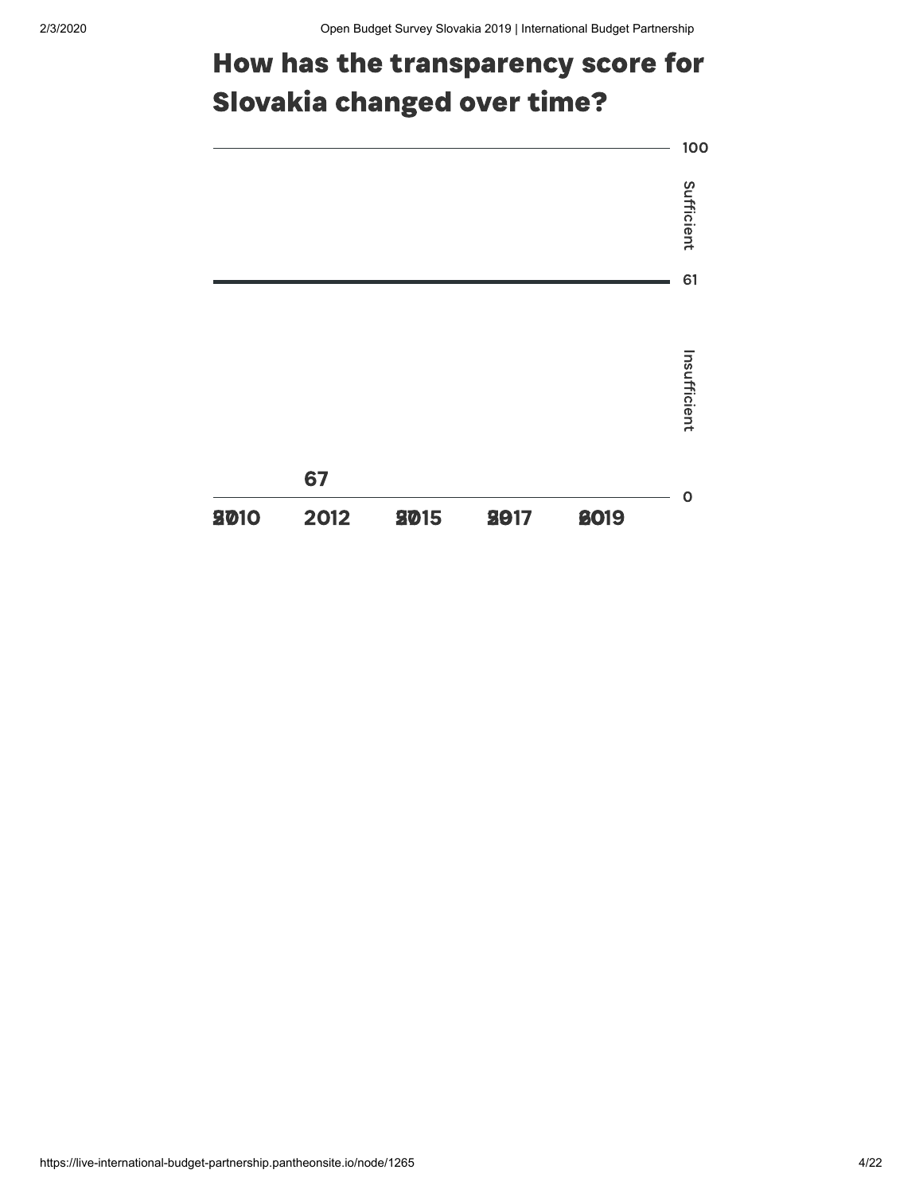# How has the transparency score for Slovakia changed over time?

100

Sufficient

61

Insufficient

0

67

2010 2012 2015 2017 2019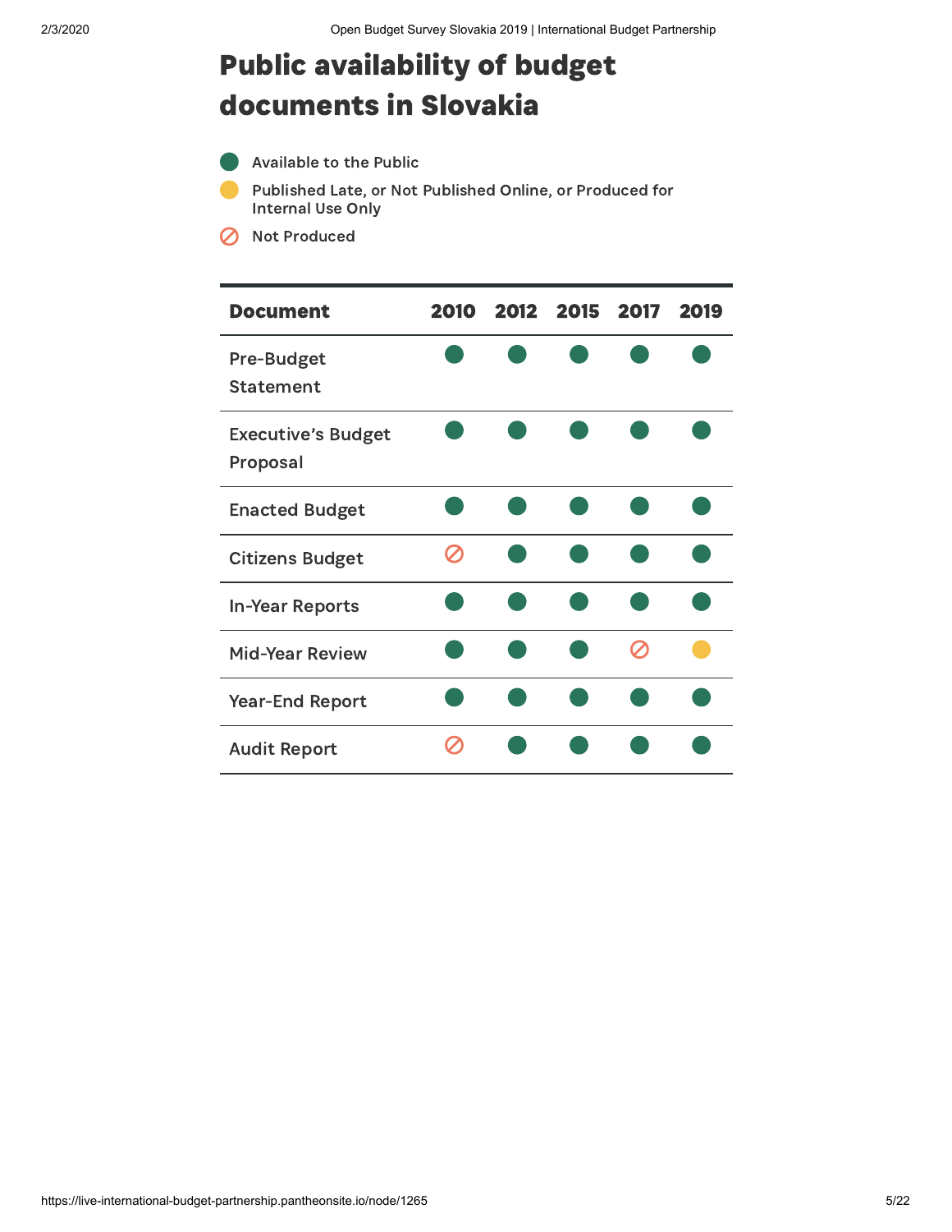# Public availability of budget documents in Slovakia

- ● Available to the Public
- ● Published Late, or Not Published Online, or Produced for Internal Use Only
- ⊘ Not Produced

| Document | 2010 | 2012 | 2015 | 2017 | 2019 |
|---|---|---|---|---|---|
| Pre-Budget Statement | Available to the Public | Available to the Public | Available to the Public | Available to the Public | Available to the Public |
| Executive's Budget Proposal | Available to the Public | Available to the Public | Available to the Public | Available to the Public | Available to the Public |
| Enacted Budget | Available to the Public | Available to the Public | Available to the Public | Available to the Public | Available to the Public |
| Citizens Budget | Not Produced | Available to the Public | Available to the Public | Available to the Public | Available to the Public |
| In-Year Reports | Available to the Public | Available to the Public | Available to the Public | Available to the Public | Available to the Public |
| Mid-Year Review | Available to the Public | Available to the Public | Available to the Public | Not Produced | Published Late, or Not Published Online, or Produced for Internal Use Only |
| Year-End Report | Available to the Public | Available to the Public | Available to the Public | Available to the Public | Available to the Public |
| Audit Report | Not Produced | Available to the Public | Available to the Public | Available to the Public | Available to the Public |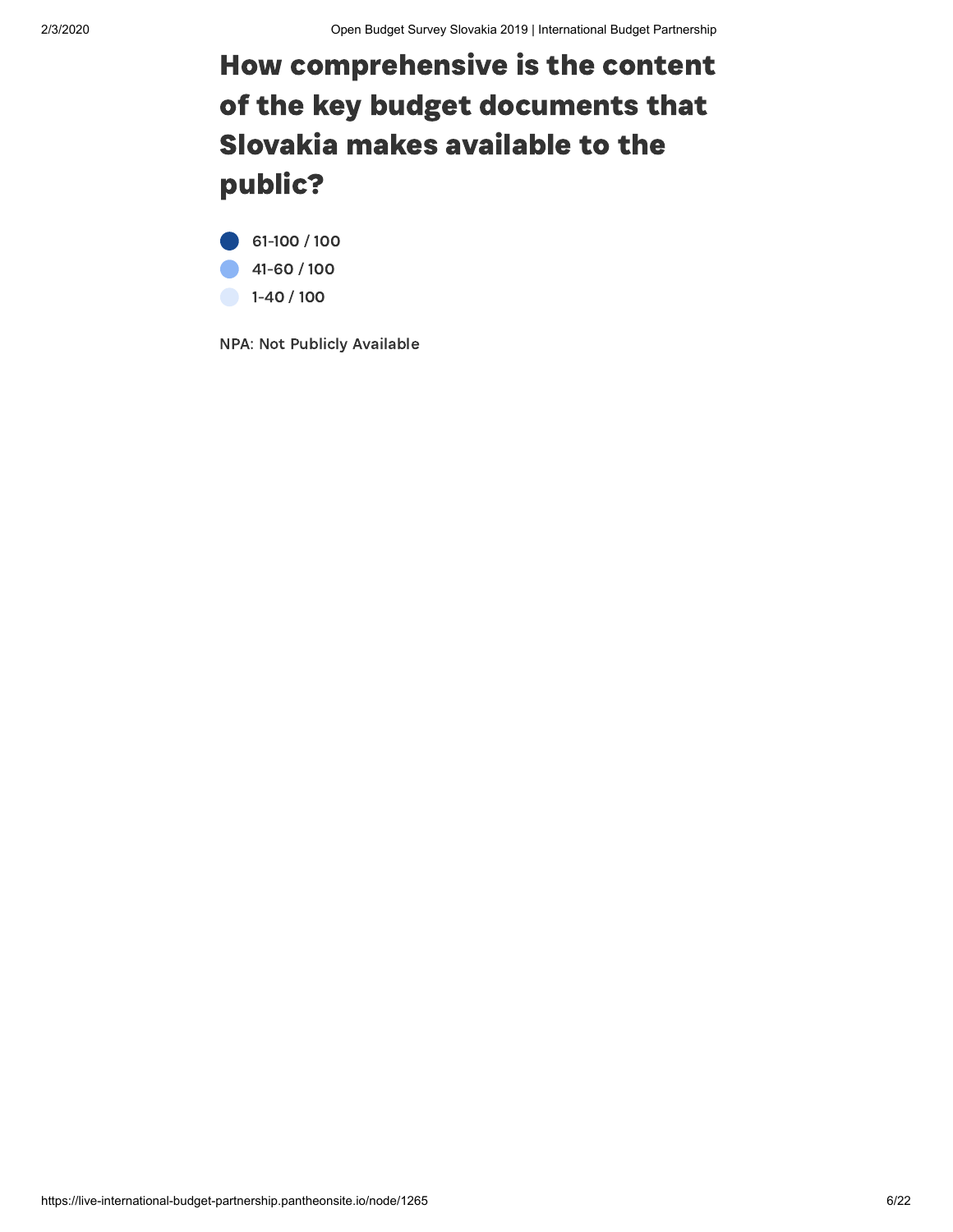# How comprehensive is the content of the key budget documents that Slovakia makes available to the public?

- 61-100 / 100
- 41-60 / 100
- 1-40 / 100

NPA: Not Publicly Available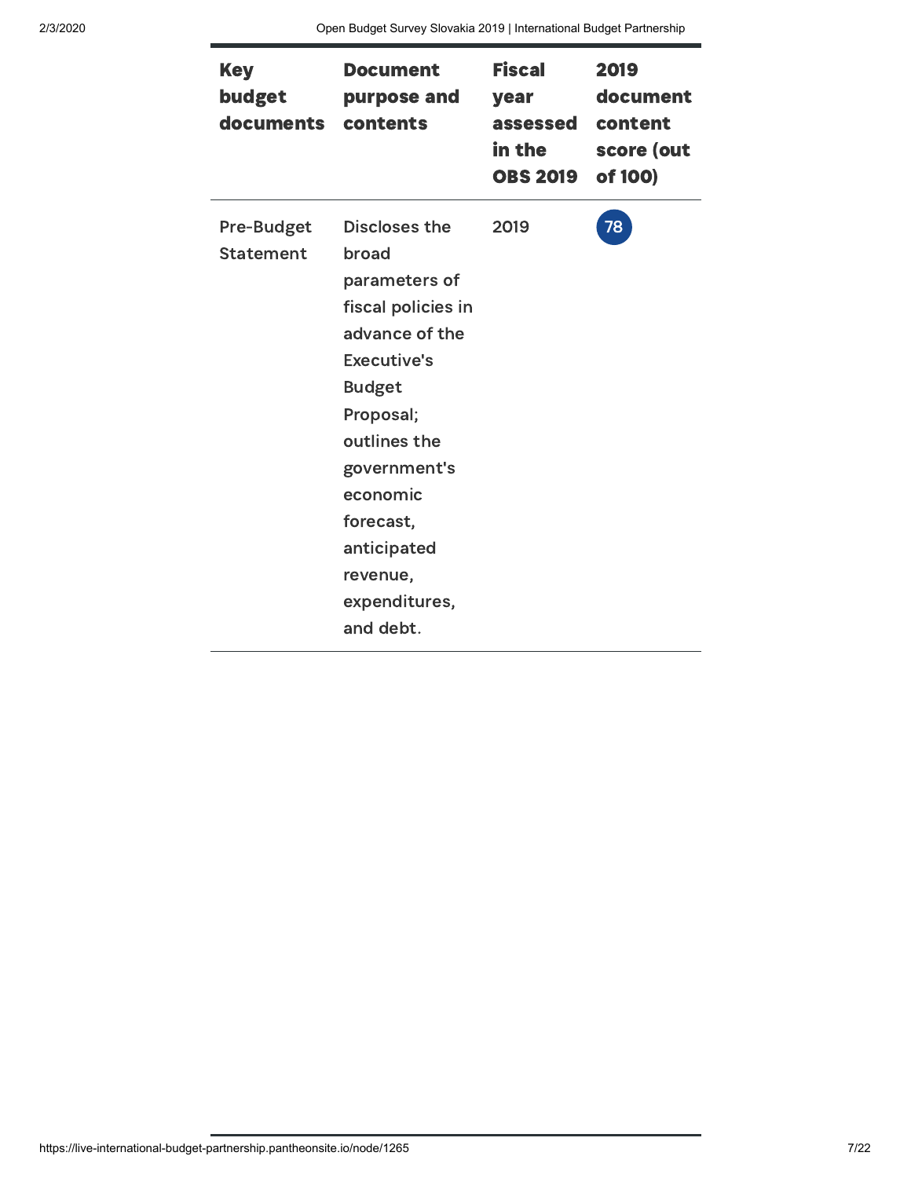| Key budget documents | Document purpose and contents | Fiscal year assessed in the OBS 2019 | 2019 document content score (out of 100) |
| --- | --- | --- | --- |
| Pre-Budget Statement | Discloses the broad parameters of fiscal policies in advance of the Executive's Budget Proposal; outlines the government's economic forecast, anticipated revenue, expenditures, and debt. | 2019 | 78 |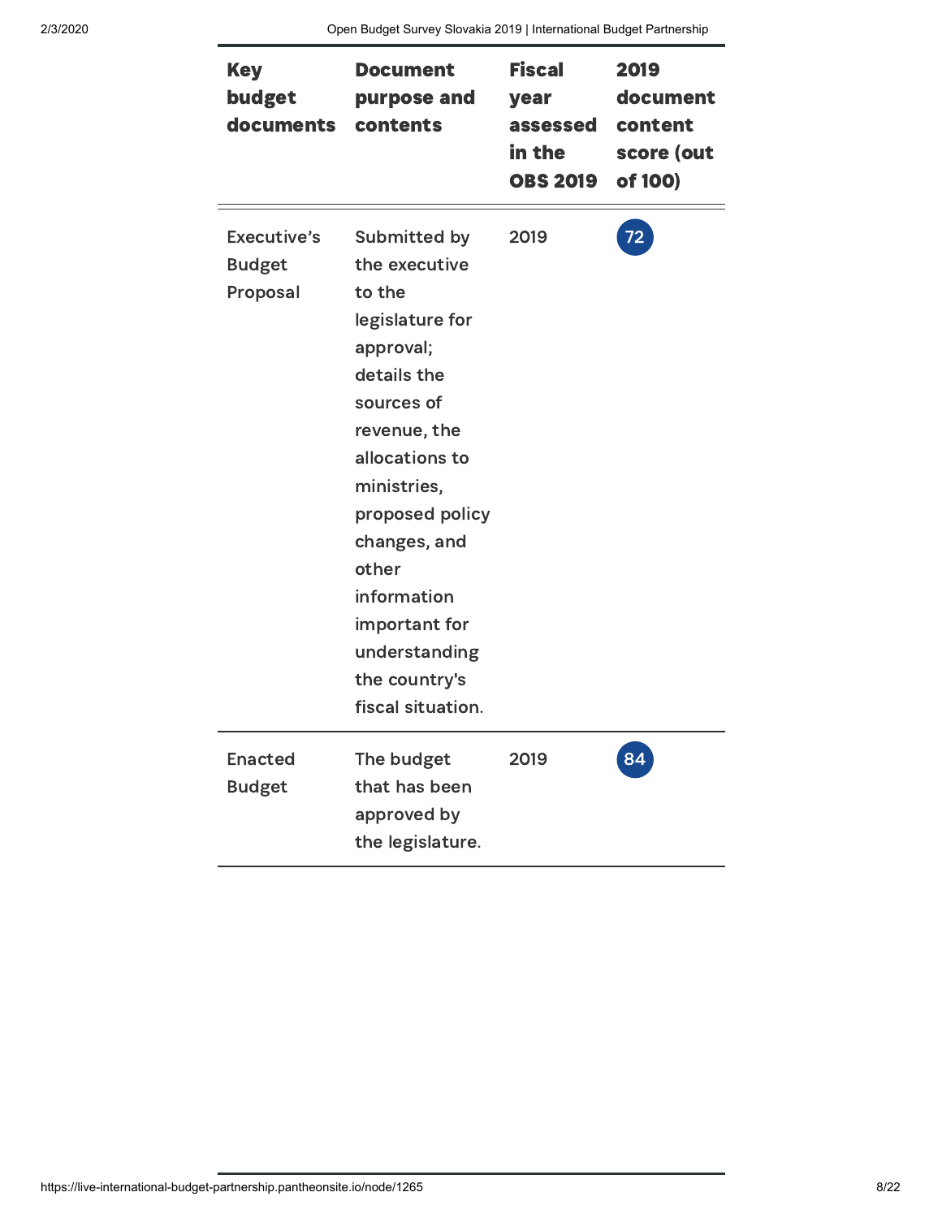| Key budget documents | Document purpose and contents | Fiscal year assessed in the OBS 2019 | 2019 document content score (out of 100) |
|---|---|---|---|
| Executive's Budget Proposal | Submitted by the executive to the legislature for approval; details the sources of revenue, the allocations to ministries, proposed policy changes, and other information important for understanding the country's fiscal situation. | 2019 | 72 |
| Enacted Budget | The budget that has been approved by the legislature. | 2019 | 84 |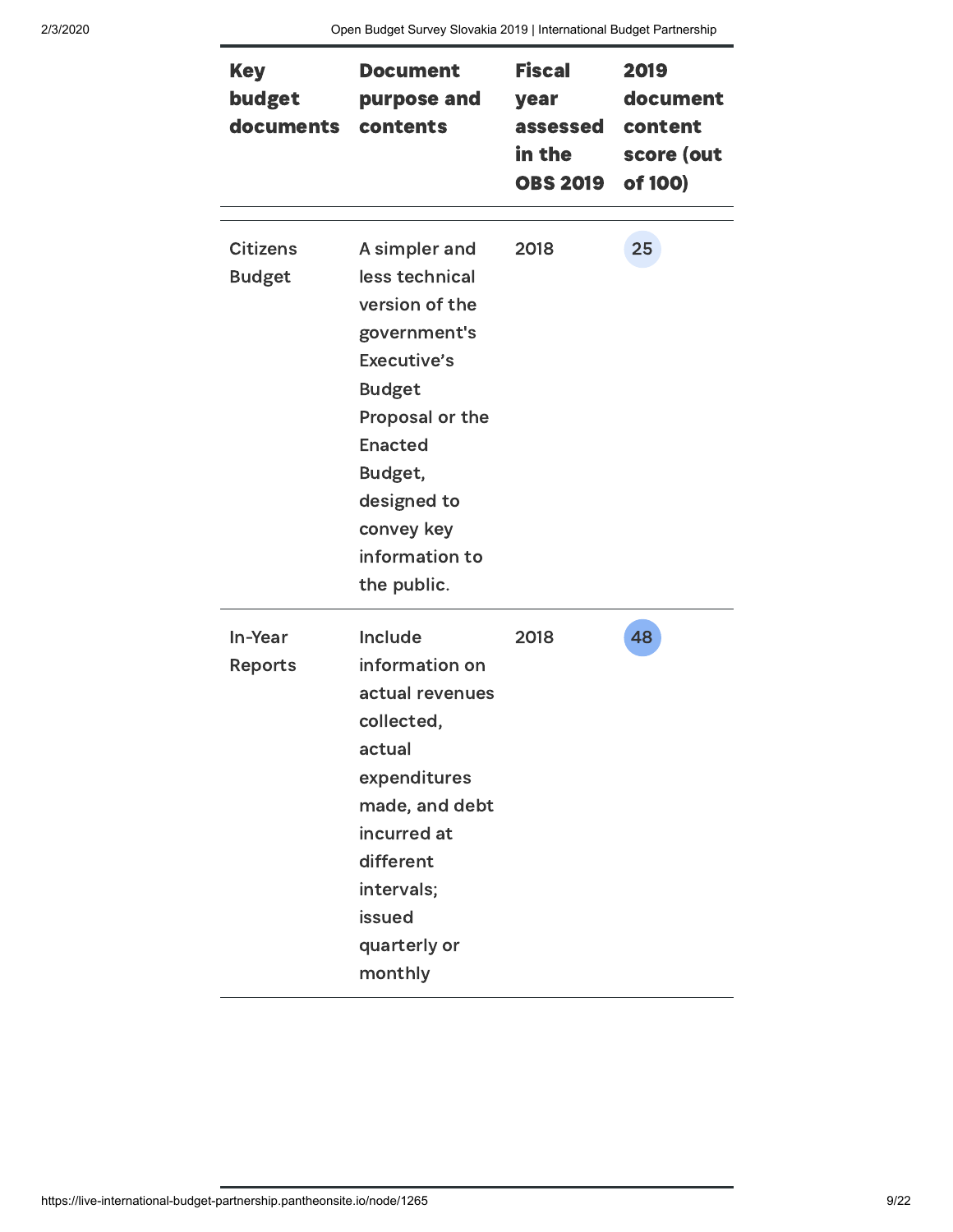| Key budget documents | Document purpose and contents | Fiscal year assessed in the OBS 2019 | 2019 document content score (out of 100) |
|---|---|---|---|
| Citizens Budget | A simpler and less technical version of the government's Executive's Budget Proposal or the Enacted Budget, designed to convey key information to the public. | 2018 | 25 |
| In-Year Reports | Include information on actual revenues collected, actual expenditures made, and debt incurred at different intervals; issued quarterly or monthly | 2018 | 48 |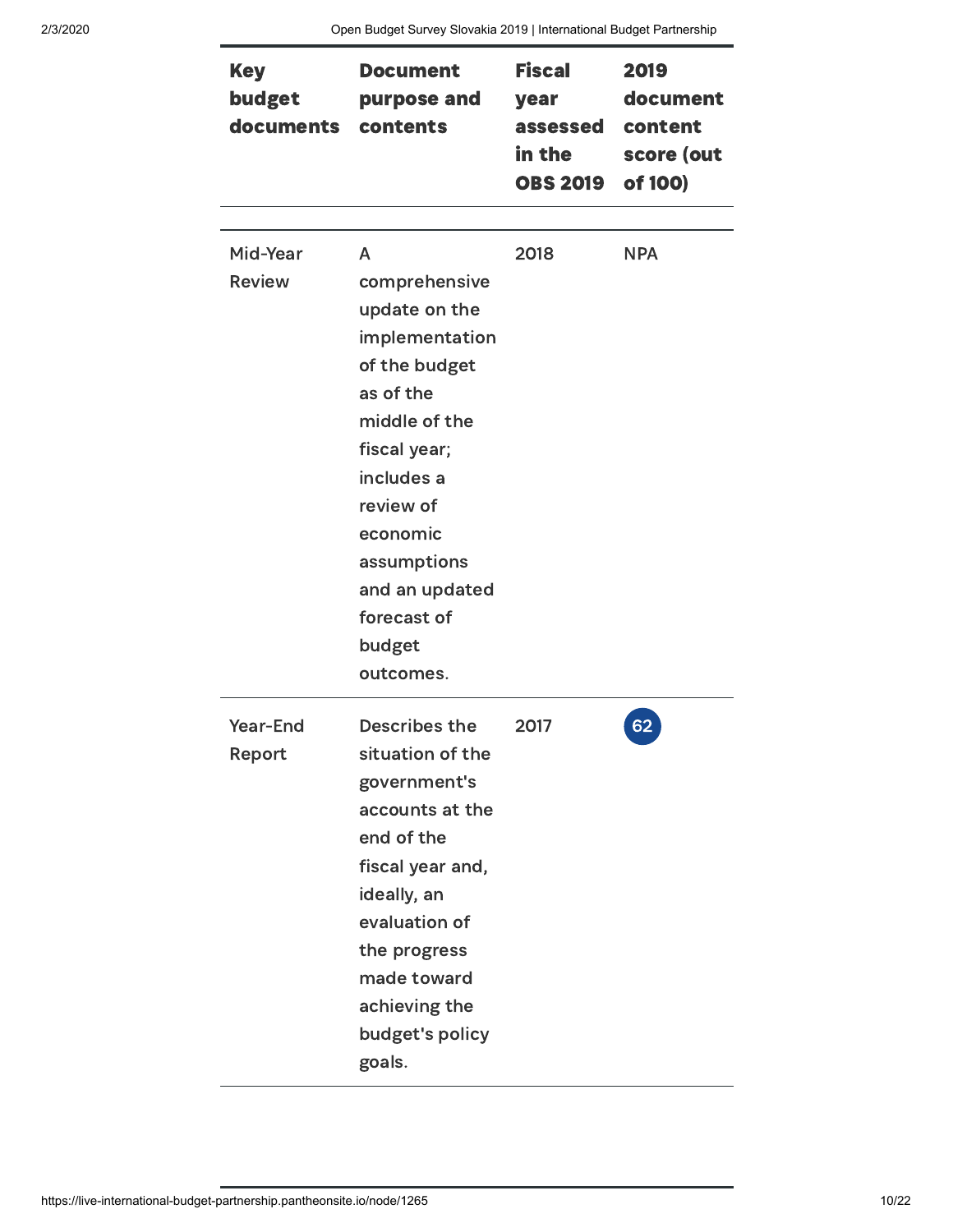| Key budget documents | Document purpose and contents | Fiscal year assessed in the OBS 2019 | 2019 document content score (out of 100) |
|---|---|---|---|
| Mid-Year Review | A comprehensive update on the implementation of the budget as of the middle of the fiscal year; includes a review of economic assumptions and an updated forecast of budget outcomes. | 2018 | NPA |
| Year-End Report | Describes the situation of the government's accounts at the end of the fiscal year and, ideally, an evaluation of the progress made toward achieving the budget's policy goals. | 2017 | 62 |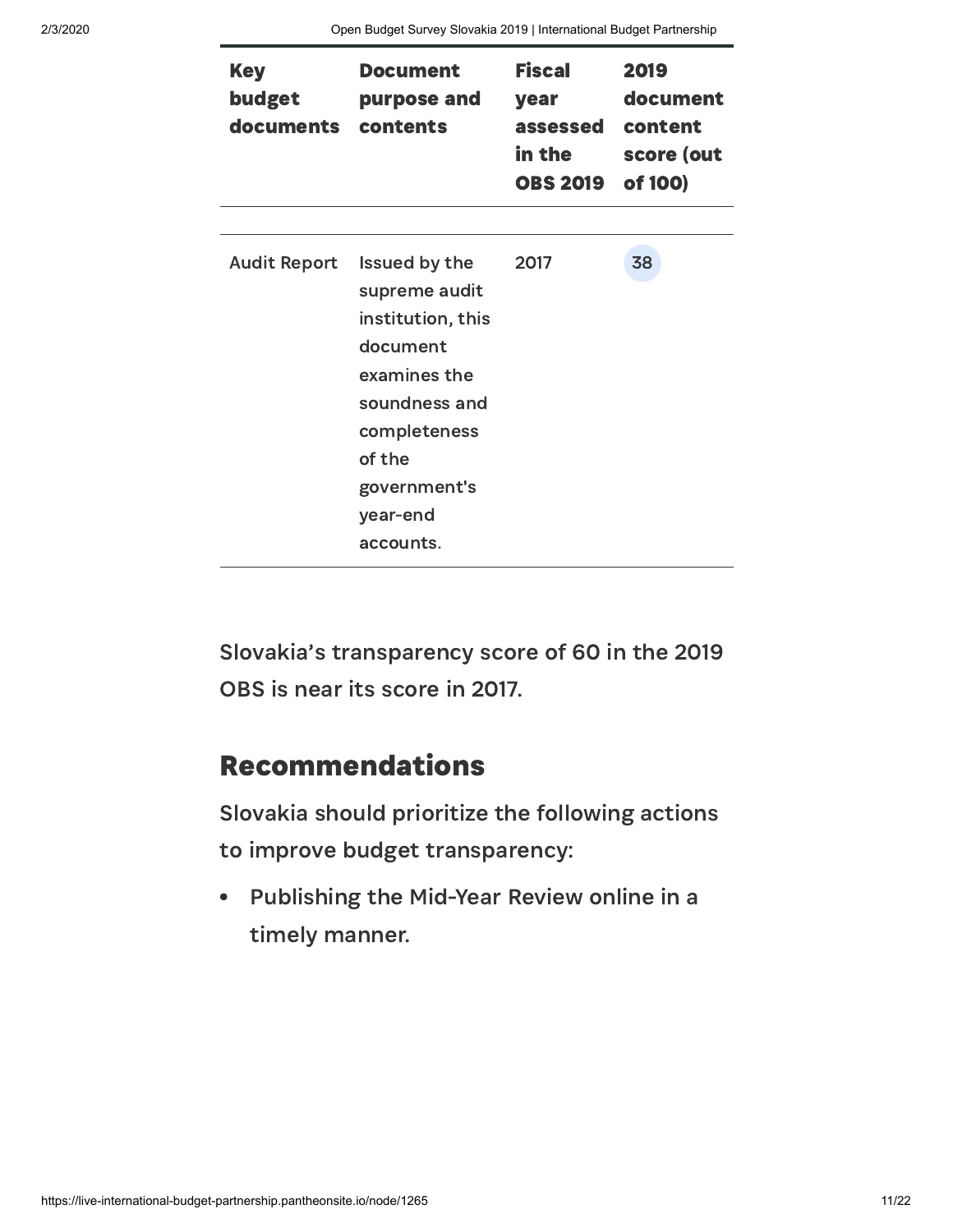| Key budget documents | Document purpose and contents | Fiscal year assessed in the OBS 2019 | 2019 document content score (out of 100) |
|---|---|---|---|
| Audit Report | Issued by the supreme audit institution, this document examines the soundness and completeness of the government's year-end accounts. | 2017 | 38 |

Slovakia's transparency score of 60 in the 2019 OBS is near its score in 2017.

## Recommendations

Slovakia should prioritize the following actions to improve budget transparency:

- Publishing the Mid-Year Review online in a timely manner.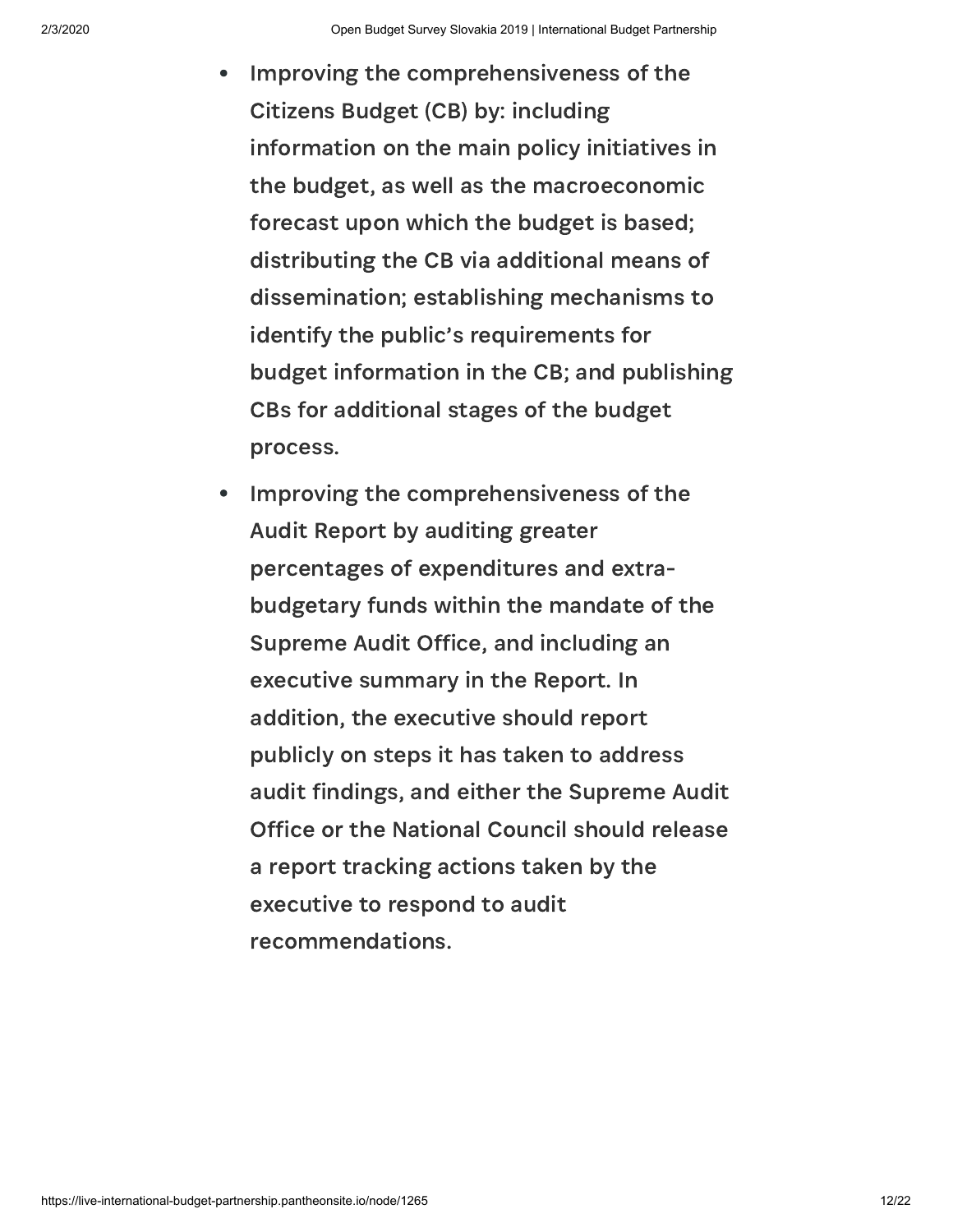- Improving the comprehensiveness of the Citizens Budget (CB) by: including information on the main policy initiatives in the budget, as well as the macroeconomic forecast upon which the budget is based; distributing the CB via additional means of dissemination; establishing mechanisms to identify the public's requirements for budget information in the CB; and publishing CBs for additional stages of the budget process.
- Improving the comprehensiveness of the Audit Report by auditing greater percentages of expenditures and extra-budgetary funds within the mandate of the Supreme Audit Office, and including an executive summary in the Report. In addition, the executive should report publicly on steps it has taken to address audit findings, and either the Supreme Audit Office or the National Council should release a report tracking actions taken by the executive to respond to audit recommendations.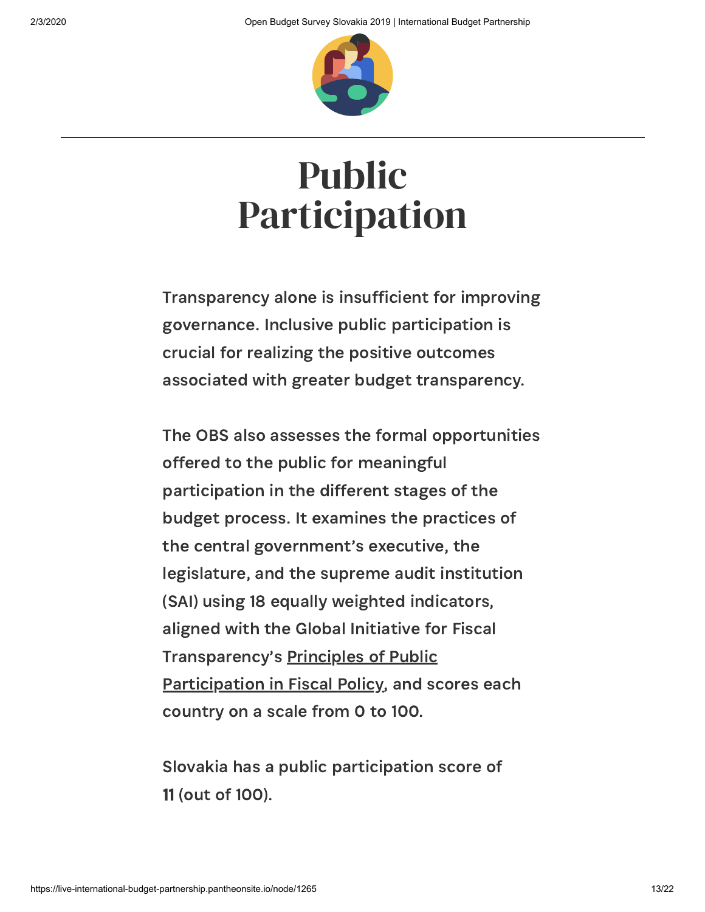# Public Participation

Transparency alone is insufficient for improving governance. Inclusive public participation is crucial for realizing the positive outcomes associated with greater budget transparency.

The OBS also assesses the formal opportunities offered to the public for meaningful participation in the different stages of the budget process. It examines the practices of the central government's executive, the legislature, and the supreme audit institution (SAI) using 18 equally weighted indicators, aligned with the Global Initiative for Fiscal Transparency's Principles of Public Participation in Fiscal Policy, and scores each country on a scale from 0 to 100.

Slovakia has a public participation score of **11** (out of 100).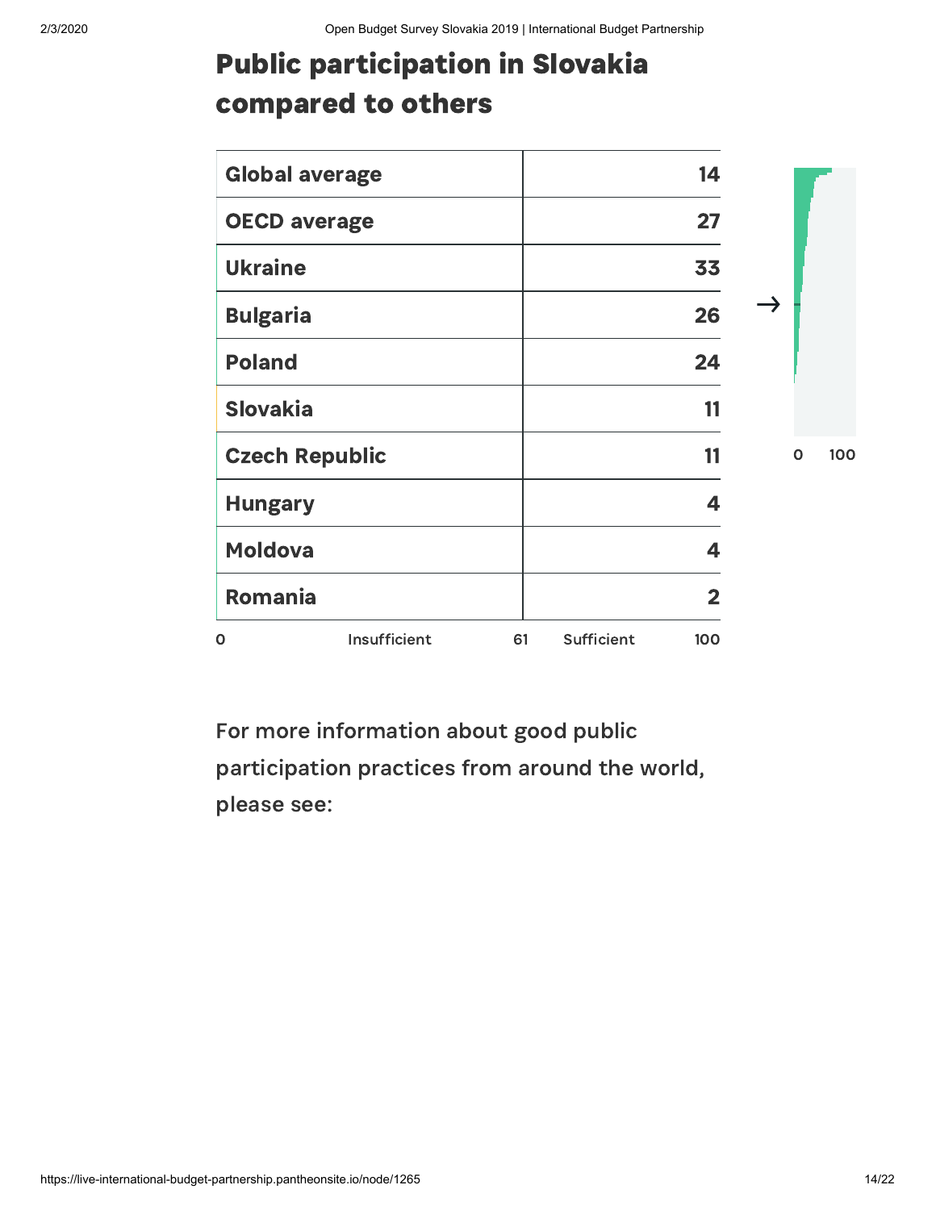# Public participation in Slovakia compared to others

| Country | Score |
| --- | --- |
| Global average | 14 |
| OECD average | 27 |
| Ukraine | 33 |
| Bulgaria | 26 |
| Poland | 24 |
| Slovakia | 11 |
| Czech Republic | 11 |
| Hungary | 4 |
| Moldova | 4 |
| Romania | 2 |

0 Insufficient 61 Sufficient 100

For more information about good public participation practices from around the world, please see: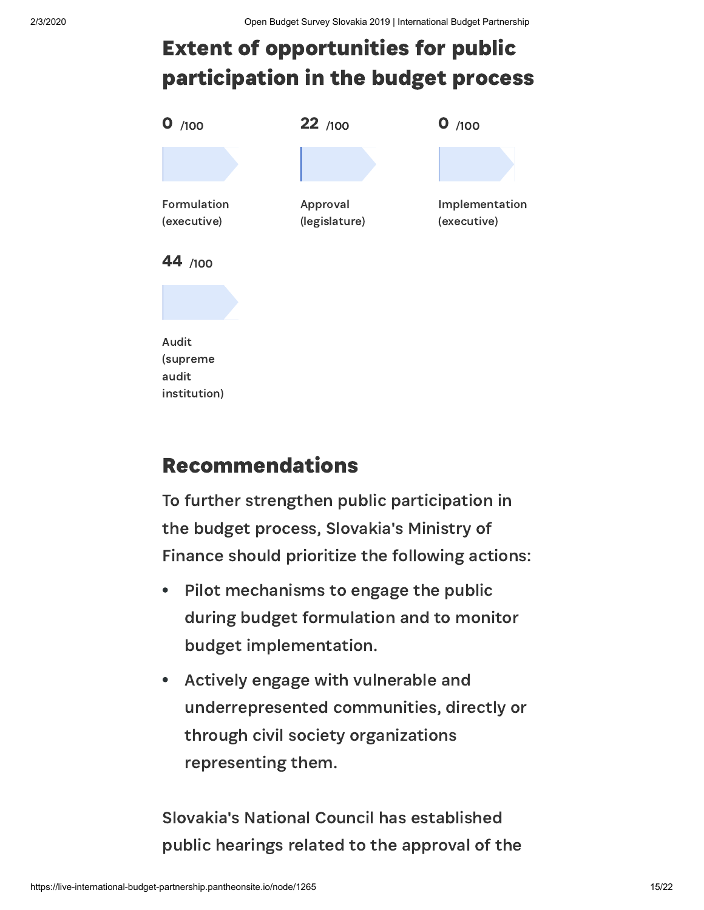## Extent of opportunities for public participation in the budget process

0 /100

Formulation (executive)

22 /100

Approval (legislature)

0 /100

Implementation (executive)

44 /100

Audit (supreme audit institution)

## Recommendations

To further strengthen public participation in the budget process, Slovakia's Ministry of Finance should prioritize the following actions:

- Pilot mechanisms to engage the public during budget formulation and to monitor budget implementation.
- Actively engage with vulnerable and underrepresented communities, directly or through civil society organizations representing them.

Slovakia's National Council has established public hearings related to the approval of the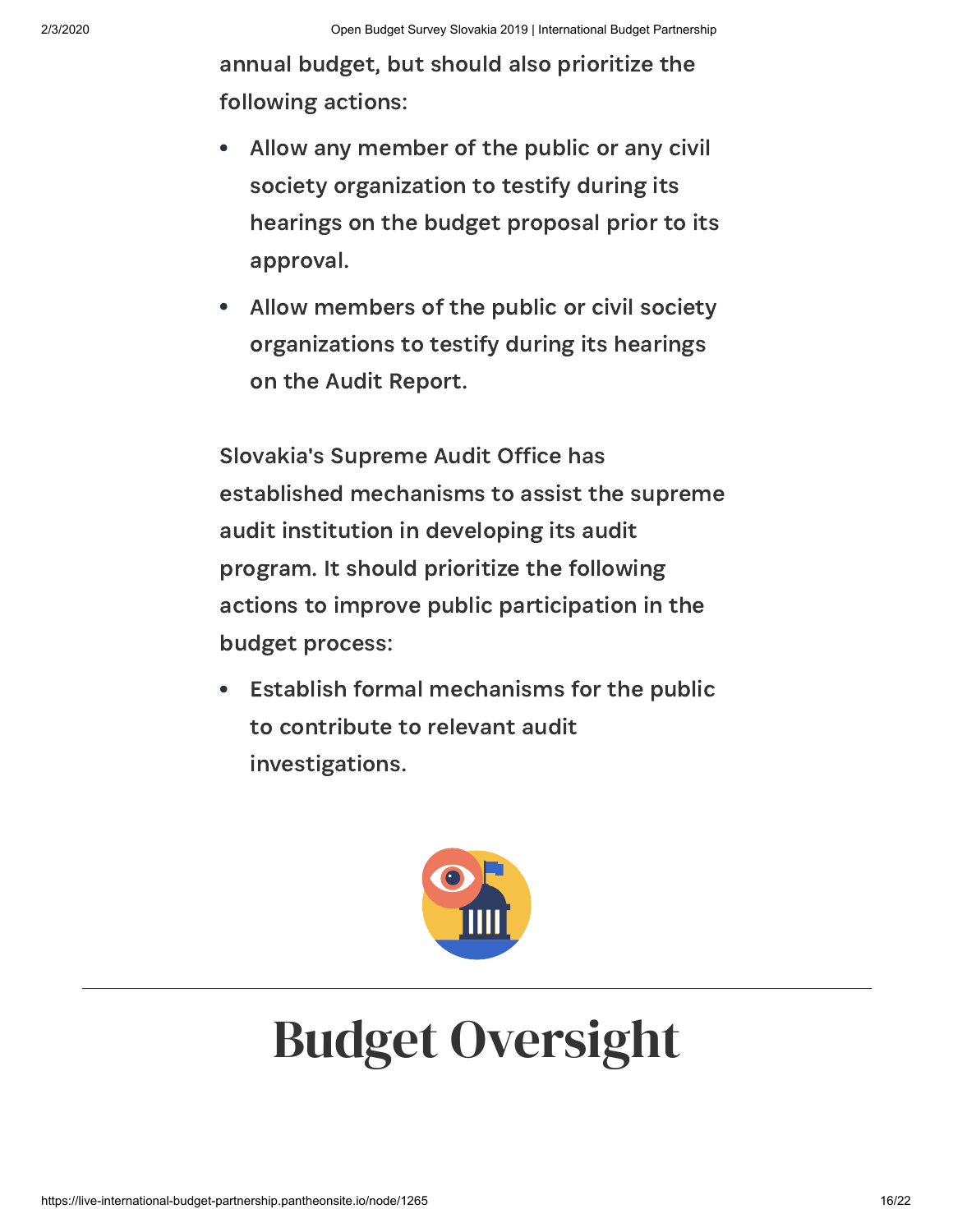annual budget, but should also prioritize the following actions:

- Allow any member of the public or any civil society organization to testify during its hearings on the budget proposal prior to its approval.
- Allow members of the public or civil society organizations to testify during its hearings on the Audit Report.

Slovakia's Supreme Audit Office has established mechanisms to assist the supreme audit institution in developing its audit program. It should prioritize the following actions to improve public participation in the budget process:

- Establish formal mechanisms for the public to contribute to relevant audit investigations.

# Budget Oversight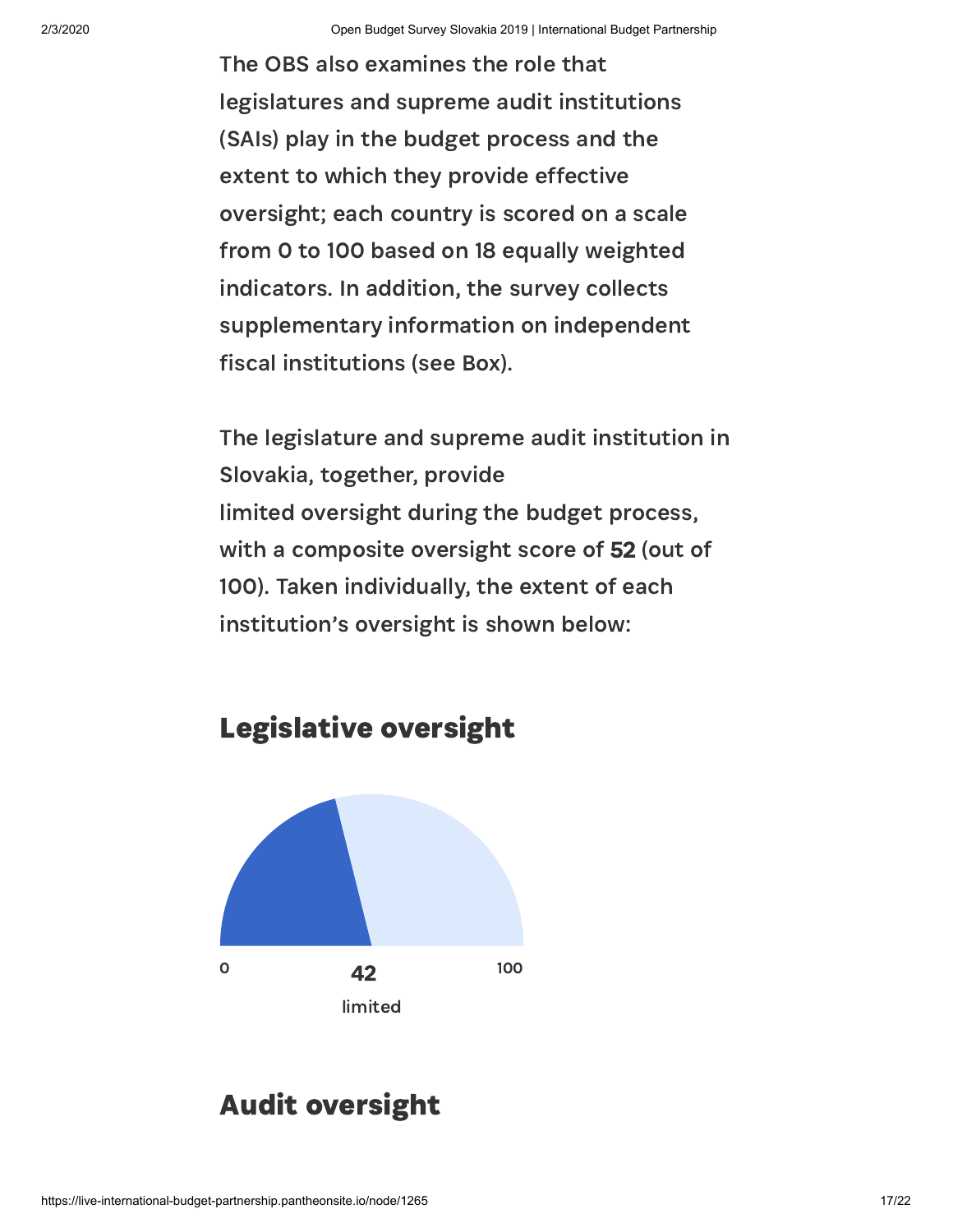The OBS also examines the role that legislatures and supreme audit institutions (SAIs) play in the budget process and the extent to which they provide effective oversight; each country is scored on a scale from 0 to 100 based on 18 equally weighted indicators. In addition, the survey collects supplementary information on independent fiscal institutions (see Box).

The legislature and supreme audit institution in Slovakia, together, provide limited oversight during the budget process, with a composite oversight score of **52** (out of 100). Taken individually, the extent of each institution's oversight is shown below:

## Legislative oversight

0 **42** 100

limited

## Audit oversight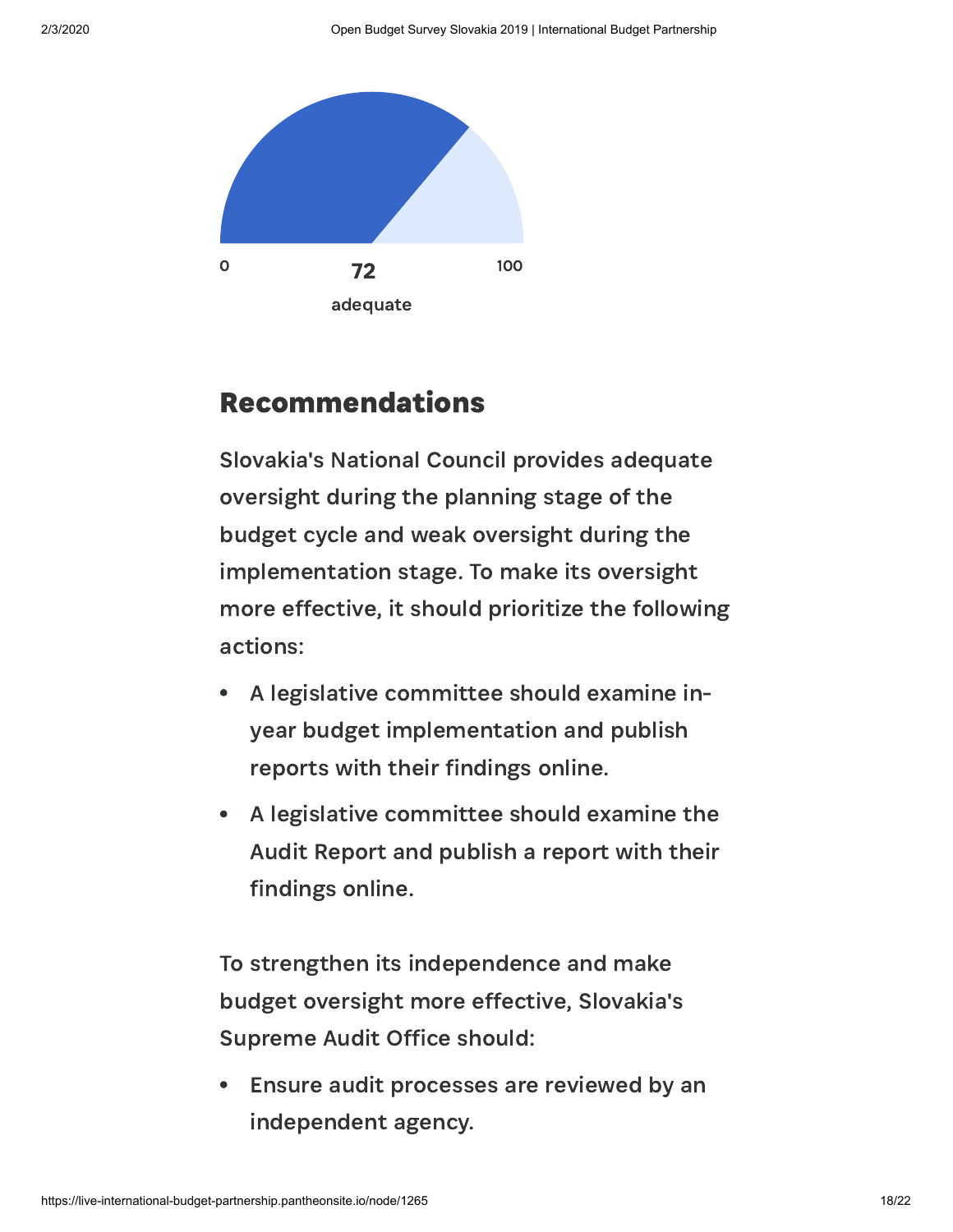0 **72** 100

adequate

## Recommendations

Slovakia's National Council provides adequate oversight during the planning stage of the budget cycle and weak oversight during the implementation stage. To make its oversight more effective, it should prioritize the following actions:

- A legislative committee should examine in-year budget implementation and publish reports with their findings online.
- A legislative committee should examine the Audit Report and publish a report with their findings online.

To strengthen its independence and make budget oversight more effective, Slovakia's Supreme Audit Office should:

- Ensure audit processes are reviewed by an independent agency.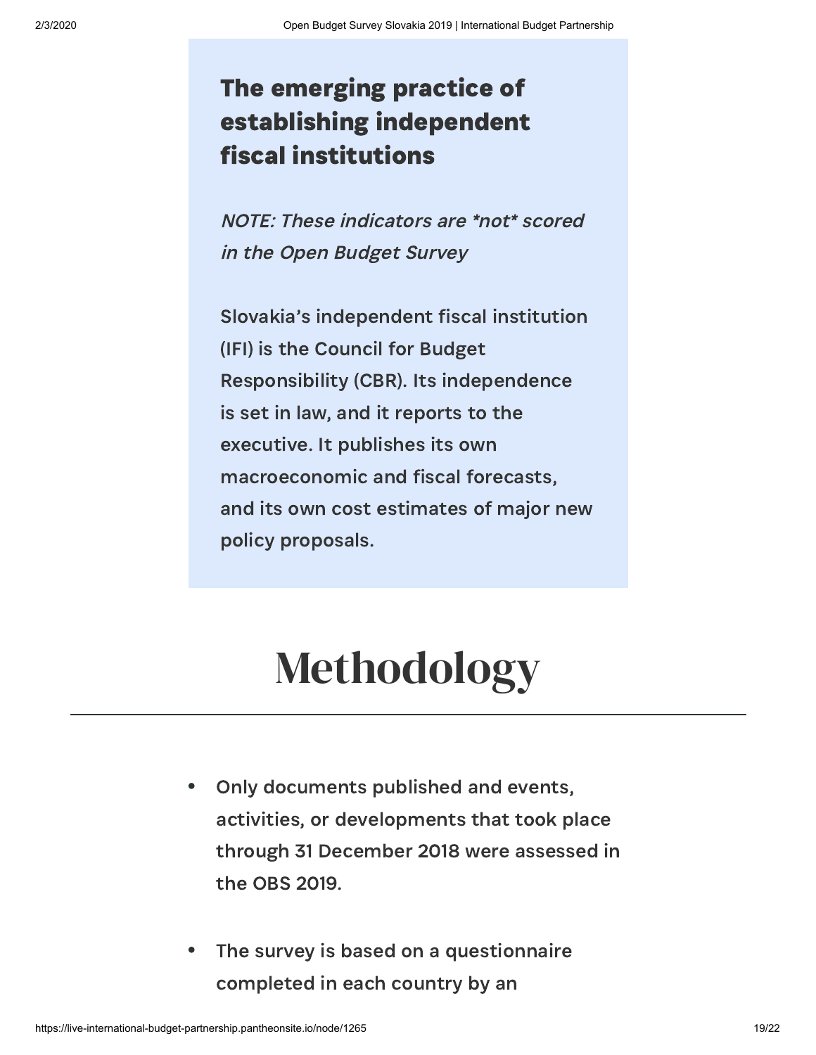### The emerging practice of establishing independent fiscal institutions

*NOTE: These indicators are *not* scored in the Open Budget Survey*

Slovakia's independent fiscal institution (IFI) is the Council for Budget Responsibility (CBR). Its independence is set in law, and it reports to the executive. It publishes its own macroeconomic and fiscal forecasts, and its own cost estimates of major new policy proposals.

# Methodology

- Only documents published and events, activities, or developments that took place through 31 December 2018 were assessed in the OBS 2019.
- The survey is based on a questionnaire completed in each country by an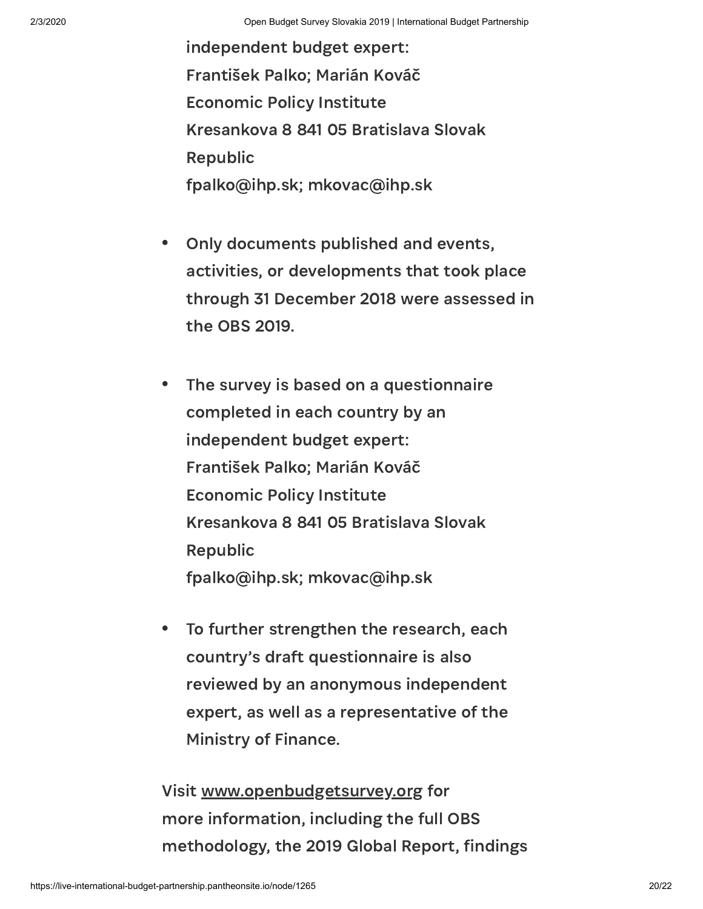independent budget expert:
František Palko; Marián Kováč
Economic Policy Institute
Kresankova 8 841 05 Bratislava Slovak Republic
fpalko@ihp.sk; mkovac@ihp.sk

- Only documents published and events, activities, or developments that took place through 31 December 2018 were assessed in the OBS 2019.

- The survey is based on a questionnaire completed in each country by an independent budget expert:
  František Palko; Marián Kováč
  Economic Policy Institute
  Kresankova 8 841 05 Bratislava Slovak Republic
  fpalko@ihp.sk; mkovac@ihp.sk

- To further strengthen the research, each country's draft questionnaire is also reviewed by an anonymous independent expert, as well as a representative of the Ministry of Finance.

Visit www.openbudgetsurvey.org for more information, including the full OBS methodology, the 2019 Global Report, findings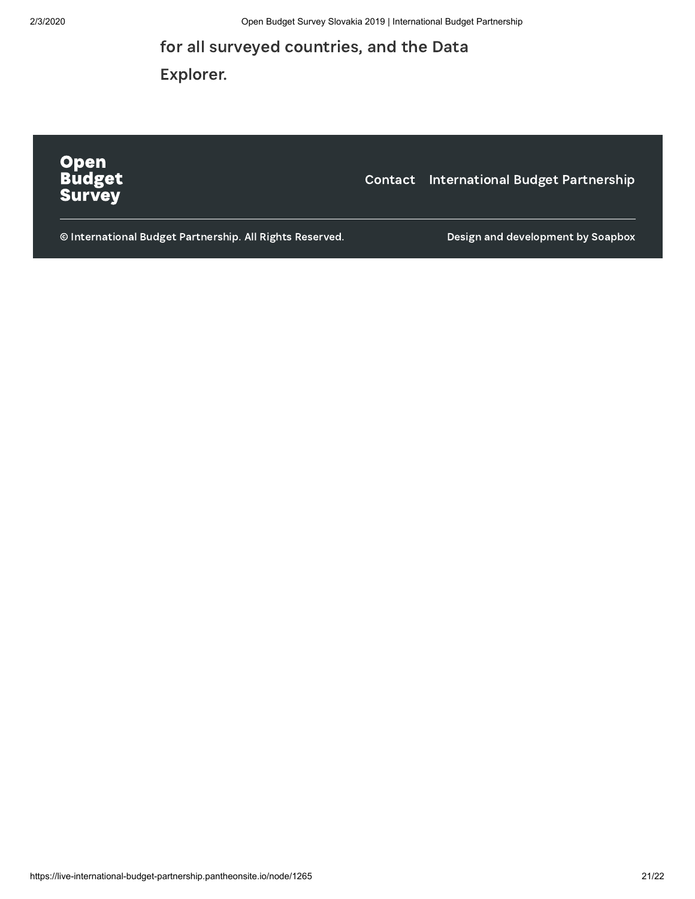for all surveyed countries, and the Data Explorer.

**Open Budget Survey**

Contact International Budget Partnership

© International Budget Partnership. All Rights Reserved.

Design and development by Soapbox